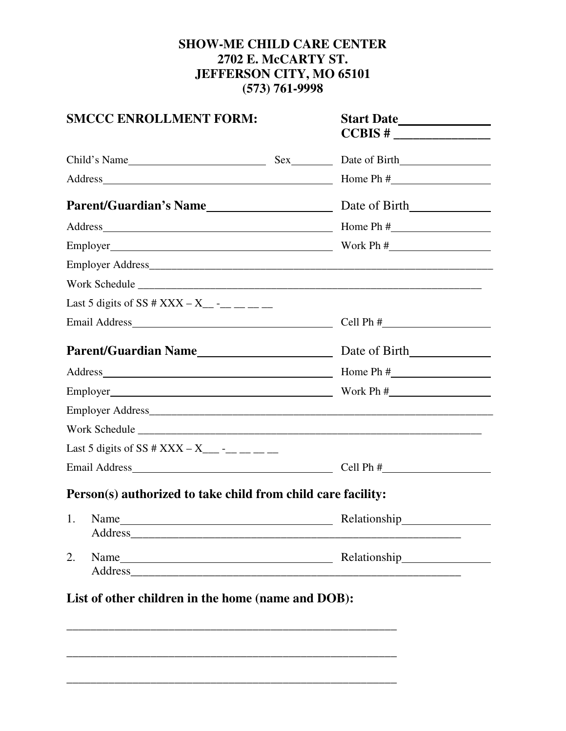**SHOW-ME CHILD CARE CENTER**
**2702 E. McCARTY ST.**
**JEFFERSON CITY, MO 65101**
**(573) 761-9998**

**SMCCC ENROLLMENT FORM:** **Start Date______________**
**CCBIS # ______________**

Child's Name________________________ Sex________ Date of Birth________________

Address________________________________________ Home Ph #________________

**Parent/Guardian's Name__________________** Date of Birth____________

Address________________________________________ Home Ph #________________

Employer________________________________________ Work Ph #________________

Employer Address____________________________________________________________

Work Schedule ______________________________________________________________

Last 5 digits of SS # XXX – X__ -__ __ __ __

Email Address____________________________________ Cell Ph #__________________

**Parent/Guardian Name____________________** Date of Birth____________

Address________________________________________ Home Ph #________________

Employer________________________________________ Work Ph #________________

Employer Address____________________________________________________________

Work Schedule ______________________________________________________________

Last 5 digits of SS # XXX – X___ -__ __ __ __

Email Address____________________________________ Cell Ph #__________________

## Person(s) authorized to take child from child care facility:

1. Name__________________________________ Relationship______________
   Address_______________________________________________________

2. Name__________________________________ Relationship______________
   Address_______________________________________________________

## List of other children in the home (name and DOB):

_______________________________________________________

_______________________________________________________

_______________________________________________________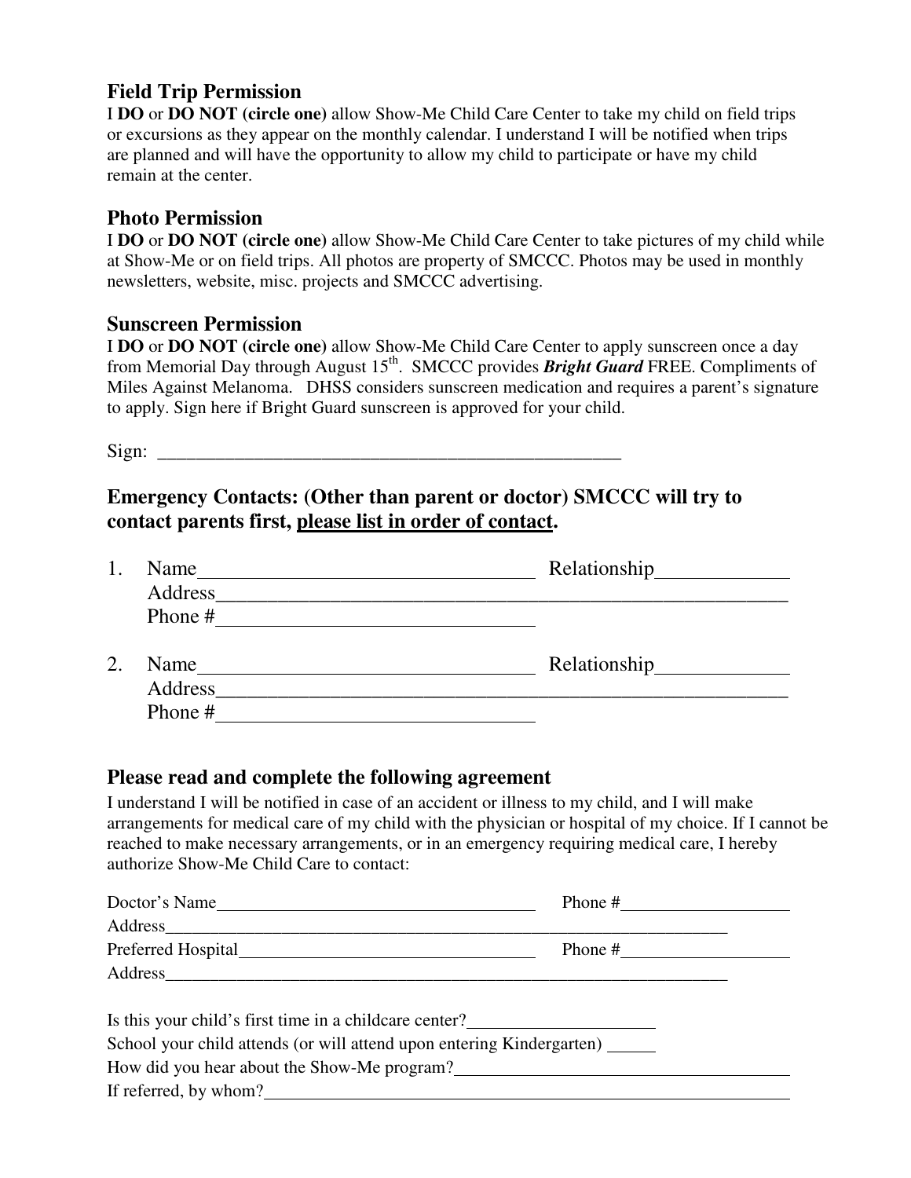## Field Trip Permission

I **DO** or **DO NOT (circle one)** allow Show-Me Child Care Center to take my child on field trips or excursions as they appear on the monthly calendar. I understand I will be notified when trips are planned and will have the opportunity to allow my child to participate or have my child remain at the center.

## Photo Permission

I **DO** or **DO NOT (circle one)** allow Show-Me Child Care Center to take pictures of my child while at Show-Me or on field trips. All photos are property of SMCCC. Photos may be used in monthly newsletters, website, misc. projects and SMCCC advertising.

## Sunscreen Permission

I **DO** or **DO NOT (circle one)** allow Show-Me Child Care Center to apply sunscreen once a day from Memorial Day through August 15th. SMCCC provides ***Bright Guard*** FREE. Compliments of Miles Against Melanoma. DHSS considers sunscreen medication and requires a parent's signature to apply. Sign here if Bright Guard sunscreen is approved for your child.

Sign: ___________________________________________________

## Emergency Contacts: (Other than parent or doctor) SMCCC will try to contact parents first, please list in order of contact.

1. Name_________________________________ Relationship_____________
   Address_____________________________________________________________
   Phone #_______________________________

2. Name_________________________________ Relationship_____________
   Address_____________________________________________________________
   Phone #_______________________________

## Please read and complete the following agreement

I understand I will be notified in case of an accident or illness to my child, and I will make arrangements for medical care of my child with the physician or hospital of my choice. If I cannot be reached to make necessary arrangements, or in an emergency requiring medical care, I hereby authorize Show-Me Child Care to contact:

Doctor's Name____________________________________ Phone #___________________
Address_________________________________________________________________
Preferred Hospital________________________________ Phone #___________________
Address_________________________________________________________________

Is this your child's first time in a childcare center?_____________________
School your child attends (or will attend upon entering Kindergarten) _____
How did you hear about the Show-Me program?______________________________________
If referred, by whom?______________________________________________________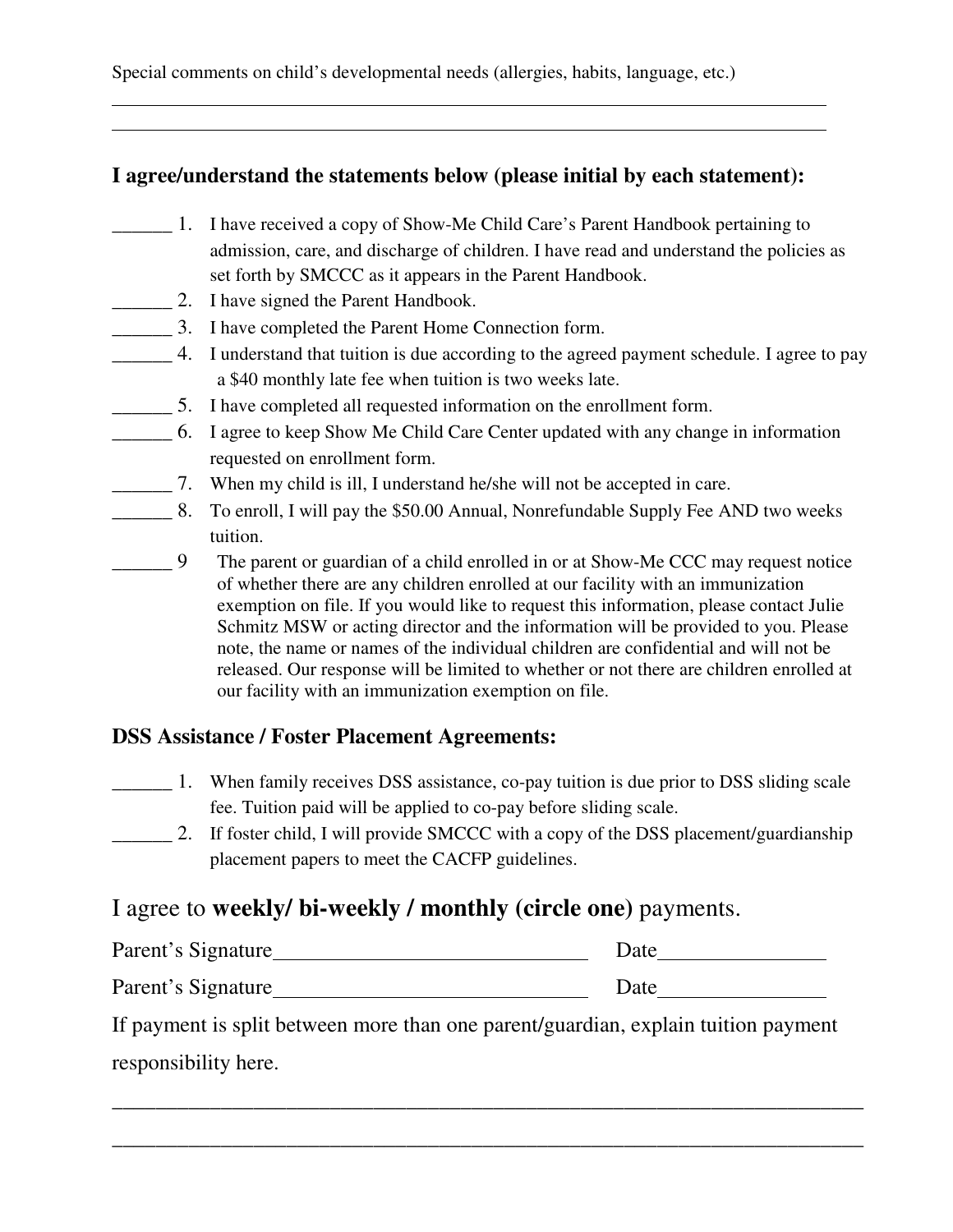Special comments on child's developmental needs (allergies, habits, language, etc.)

_____________________________________________________________________________

_____________________________________________________________________________

**I agree/understand the statements below (please initial by each statement):**

______ 1. I have received a copy of Show-Me Child Care's Parent Handbook pertaining to admission, care, and discharge of children. I have read and understand the policies as set forth by SMCCC as it appears in the Parent Handbook.

______ 2. I have signed the Parent Handbook.

______ 3. I have completed the Parent Home Connection form.

______ 4. I understand that tuition is due according to the agreed payment schedule. I agree to pay a $40 monthly late fee when tuition is two weeks late.

______ 5. I have completed all requested information on the enrollment form.

______ 6. I agree to keep Show Me Child Care Center updated with any change in information requested on enrollment form.

______ 7. When my child is ill, I understand he/she will not be accepted in care.

______ 8. To enroll, I will pay the $50.00 Annual, Nonrefundable Supply Fee AND two weeks tuition.

______ 9 The parent or guardian of a child enrolled in or at Show-Me CCC may request notice of whether there are any children enrolled at our facility with an immunization exemption on file. If you would like to request this information, please contact Julie Schmitz MSW or acting director and the information will be provided to you. Please note, the name or names of the individual children are confidential and will not be released. Our response will be limited to whether or not there are children enrolled at our facility with an immunization exemption on file.

**DSS Assistance / Foster Placement Agreements:**

______ 1. When family receives DSS assistance, co-pay tuition is due prior to DSS sliding scale fee. Tuition paid will be applied to co-pay before sliding scale.

______ 2. If foster child, I will provide SMCCC with a copy of the DSS placement/guardianship placement papers to meet the CACFP guidelines.

I agree to **weekly/ bi-weekly / monthly (circle one)** payments.

Parent's Signature______________________________ Date________________

Parent's Signature______________________________ Date________________

If payment is split between more than one parent/guardian, explain tuition payment responsibility here.

_____________________________________________________________________________

_____________________________________________________________________________